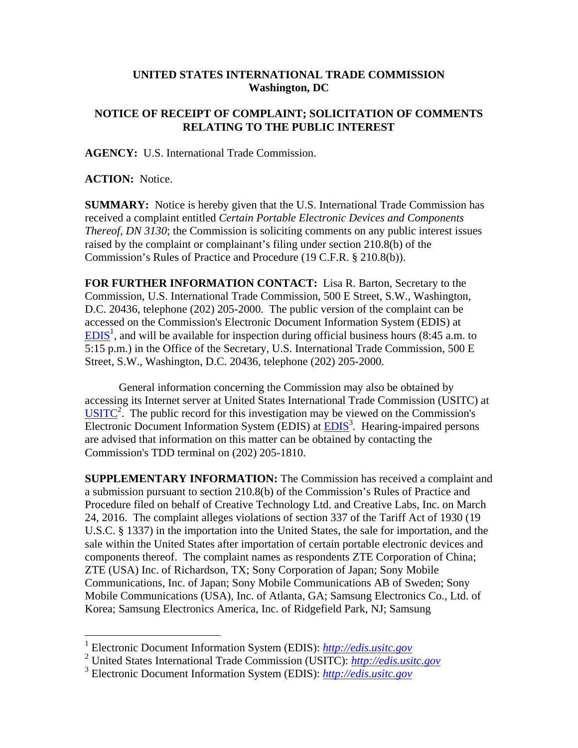**UNITED STATES INTERNATIONAL TRADE COMMISSION**
**Washington, DC**

**NOTICE OF RECEIPT OF COMPLAINT; SOLICITATION OF COMMENTS RELATING TO THE PUBLIC INTEREST**

**AGENCY:** U.S. International Trade Commission.

**ACTION:** Notice.

**SUMMARY:** Notice is hereby given that the U.S. International Trade Commission has received a complaint entitled *Certain Portable Electronic Devices and Components Thereof, DN 3130*; the Commission is soliciting comments on any public interest issues raised by the complaint or complainant's filing under section 210.8(b) of the Commission's Rules of Practice and Procedure (19 C.F.R. § 210.8(b)).

**FOR FURTHER INFORMATION CONTACT:** Lisa R. Barton, Secretary to the Commission, U.S. International Trade Commission, 500 E Street, S.W., Washington, D.C. 20436, telephone (202) 205-2000. The public version of the complaint can be accessed on the Commission's Electronic Document Information System (EDIS) at EDIS[1], and will be available for inspection during official business hours (8:45 a.m. to 5:15 p.m.) in the Office of the Secretary, U.S. International Trade Commission, 500 E Street, S.W., Washington, D.C. 20436, telephone (202) 205-2000.

General information concerning the Commission may also be obtained by accessing its Internet server at United States International Trade Commission (USITC) at USITC[2]. The public record for this investigation may be viewed on the Commission's Electronic Document Information System (EDIS) at EDIS[3]. Hearing-impaired persons are advised that information on this matter can be obtained by contacting the Commission's TDD terminal on (202) 205-1810.

**SUPPLEMENTARY INFORMATION:** The Commission has received a complaint and a submission pursuant to section 210.8(b) of the Commission's Rules of Practice and Procedure filed on behalf of Creative Technology Ltd. and Creative Labs, Inc. on March 24, 2016. The complaint alleges violations of section 337 of the Tariff Act of 1930 (19 U.S.C. § 1337) in the importation into the United States, the sale for importation, and the sale within the United States after importation of certain portable electronic devices and components thereof. The complaint names as respondents ZTE Corporation of China; ZTE (USA) Inc. of Richardson, TX; Sony Corporation of Japan; Sony Mobile Communications, Inc. of Japan; Sony Mobile Communications AB of Sweden; Sony Mobile Communications (USA), Inc. of Atlanta, GA; Samsung Electronics Co., Ltd. of Korea; Samsung Electronics America, Inc. of Ridgefield Park, NJ; Samsung

---

[1] Electronic Document Information System (EDIS): *http://edis.usitc.gov*
[2] United States International Trade Commission (USITC): *http://edis.usitc.gov*
[3] Electronic Document Information System (EDIS): *http://edis.usitc.gov*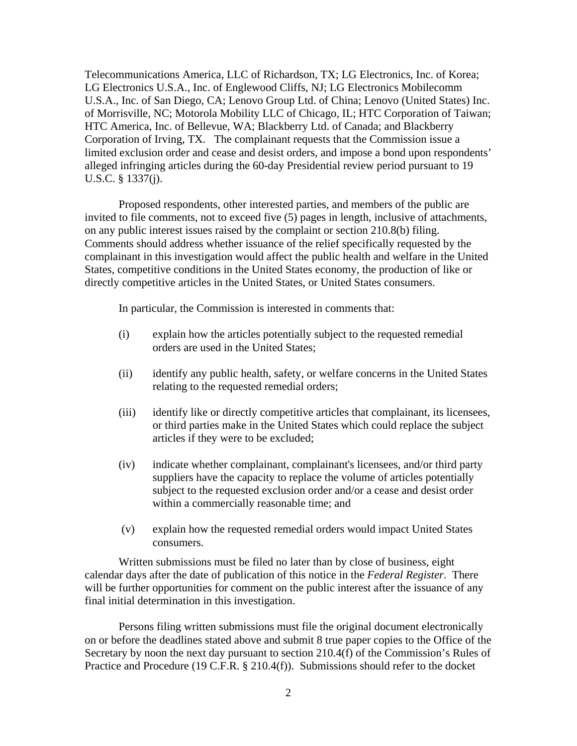Telecommunications America, LLC of Richardson, TX; LG Electronics, Inc. of Korea; LG Electronics U.S.A., Inc. of Englewood Cliffs, NJ; LG Electronics Mobilecomm U.S.A., Inc. of San Diego, CA; Lenovo Group Ltd. of China; Lenovo (United States) Inc. of Morrisville, NC; Motorola Mobility LLC of Chicago, IL; HTC Corporation of Taiwan; HTC America, Inc. of Bellevue, WA; Blackberry Ltd. of Canada; and Blackberry Corporation of Irving, TX. The complainant requests that the Commission issue a limited exclusion order and cease and desist orders, and impose a bond upon respondents' alleged infringing articles during the 60-day Presidential review period pursuant to 19 U.S.C. § 1337(j).

Proposed respondents, other interested parties, and members of the public are invited to file comments, not to exceed five (5) pages in length, inclusive of attachments, on any public interest issues raised by the complaint or section 210.8(b) filing. Comments should address whether issuance of the relief specifically requested by the complainant in this investigation would affect the public health and welfare in the United States, competitive conditions in the United States economy, the production of like or directly competitive articles in the United States, or United States consumers.

In particular, the Commission is interested in comments that:

(i) explain how the articles potentially subject to the requested remedial orders are used in the United States;

(ii) identify any public health, safety, or welfare concerns in the United States relating to the requested remedial orders;

(iii) identify like or directly competitive articles that complainant, its licensees, or third parties make in the United States which could replace the subject articles if they were to be excluded;

(iv) indicate whether complainant, complainant's licensees, and/or third party suppliers have the capacity to replace the volume of articles potentially subject to the requested exclusion order and/or a cease and desist order within a commercially reasonable time; and

(v) explain how the requested remedial orders would impact United States consumers.

Written submissions must be filed no later than by close of business, eight calendar days after the date of publication of this notice in the *Federal Register*. There will be further opportunities for comment on the public interest after the issuance of any final initial determination in this investigation.

Persons filing written submissions must file the original document electronically on or before the deadlines stated above and submit 8 true paper copies to the Office of the Secretary by noon the next day pursuant to section 210.4(f) of the Commission's Rules of Practice and Procedure (19 C.F.R. § 210.4(f)). Submissions should refer to the docket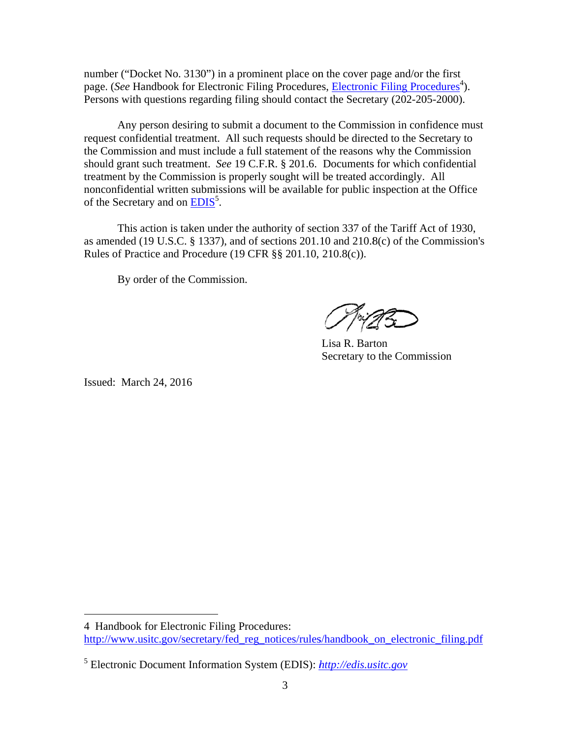number ("Docket No. 3130") in a prominent place on the cover page and/or the first page. (*See* Handbook for Electronic Filing Procedures, Electronic Filing Procedures[4]). Persons with questions regarding filing should contact the Secretary (202-205-2000).

Any person desiring to submit a document to the Commission in confidence must request confidential treatment. All such requests should be directed to the Secretary to the Commission and must include a full statement of the reasons why the Commission should grant such treatment. *See* 19 C.F.R. § 201.6. Documents for which confidential treatment by the Commission is properly sought will be treated accordingly. All nonconfidential written submissions will be available for public inspection at the Office of the Secretary and on EDIS[5].

This action is taken under the authority of section 337 of the Tariff Act of 1930, as amended (19 U.S.C. § 1337), and of sections 201.10 and 210.8(c) of the Commission's Rules of Practice and Procedure (19 CFR §§ 201.10, 210.8(c)).

By order of the Commission.

Lisa R. Barton
Secretary to the Commission

Issued: March 24, 2016

---

4 Handbook for Electronic Filing Procedures: http://www.usitc.gov/secretary/fed_reg_notices/rules/handbook_on_electronic_filing.pdf

5 Electronic Document Information System (EDIS): *http://edis.usitc.gov*